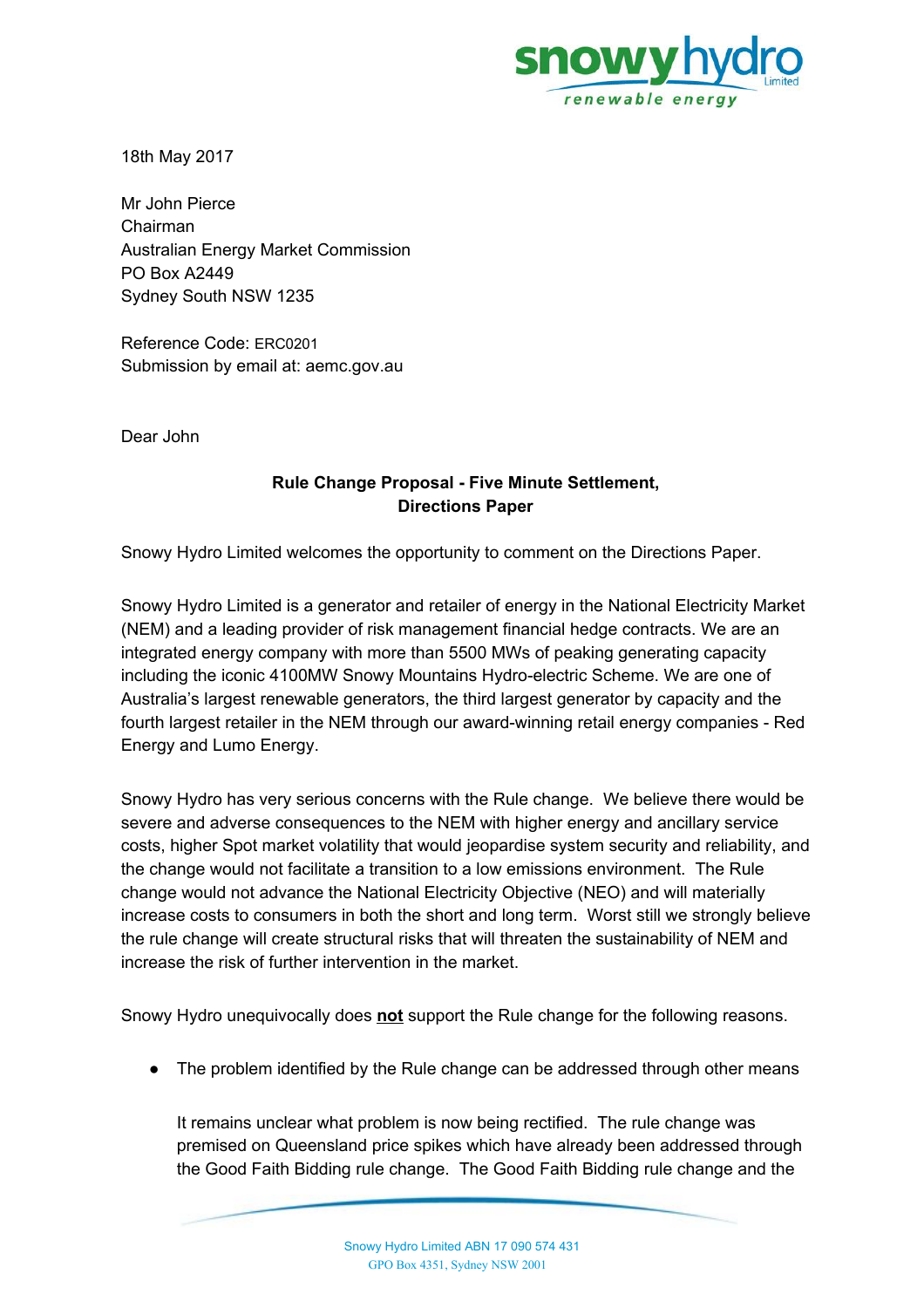18th May 2017

Mr John Pierce
Chairman
Australian Energy Market Commission
PO Box A2449
Sydney South NSW 1235

Reference Code: ERC0201
Submission by email at: aemc.gov.au

Dear John

**Rule Change Proposal - Five Minute Settlement, Directions Paper**

Snowy Hydro Limited welcomes the opportunity to comment on the Directions Paper.

Snowy Hydro Limited is a generator and retailer of energy in the National Electricity Market (NEM) and a leading provider of risk management financial hedge contracts. We are an integrated energy company with more than 5500 MWs of peaking generating capacity including the iconic 4100MW Snowy Mountains Hydro-electric Scheme. We are one of Australia's largest renewable generators, the third largest generator by capacity and the fourth largest retailer in the NEM through our award-winning retail energy companies - Red Energy and Lumo Energy.

Snowy Hydro has very serious concerns with the Rule change. We believe there would be severe and adverse consequences to the NEM with higher energy and ancillary service costs, higher Spot market volatility that would jeopardise system security and reliability, and the change would not facilitate a transition to a low emissions environment. The Rule change would not advance the National Electricity Objective (NEO) and will materially increase costs to consumers in both the short and long term. Worst still we strongly believe the rule change will create structural risks that will threaten the sustainability of NEM and increase the risk of further intervention in the market.

Snowy Hydro unequivocally does **not** support the Rule change for the following reasons.

- The problem identified by the Rule change can be addressed through other means

  It remains unclear what problem is now being rectified. The rule change was premised on Queensland price spikes which have already been addressed through the Good Faith Bidding rule change. The Good Faith Bidding rule change and the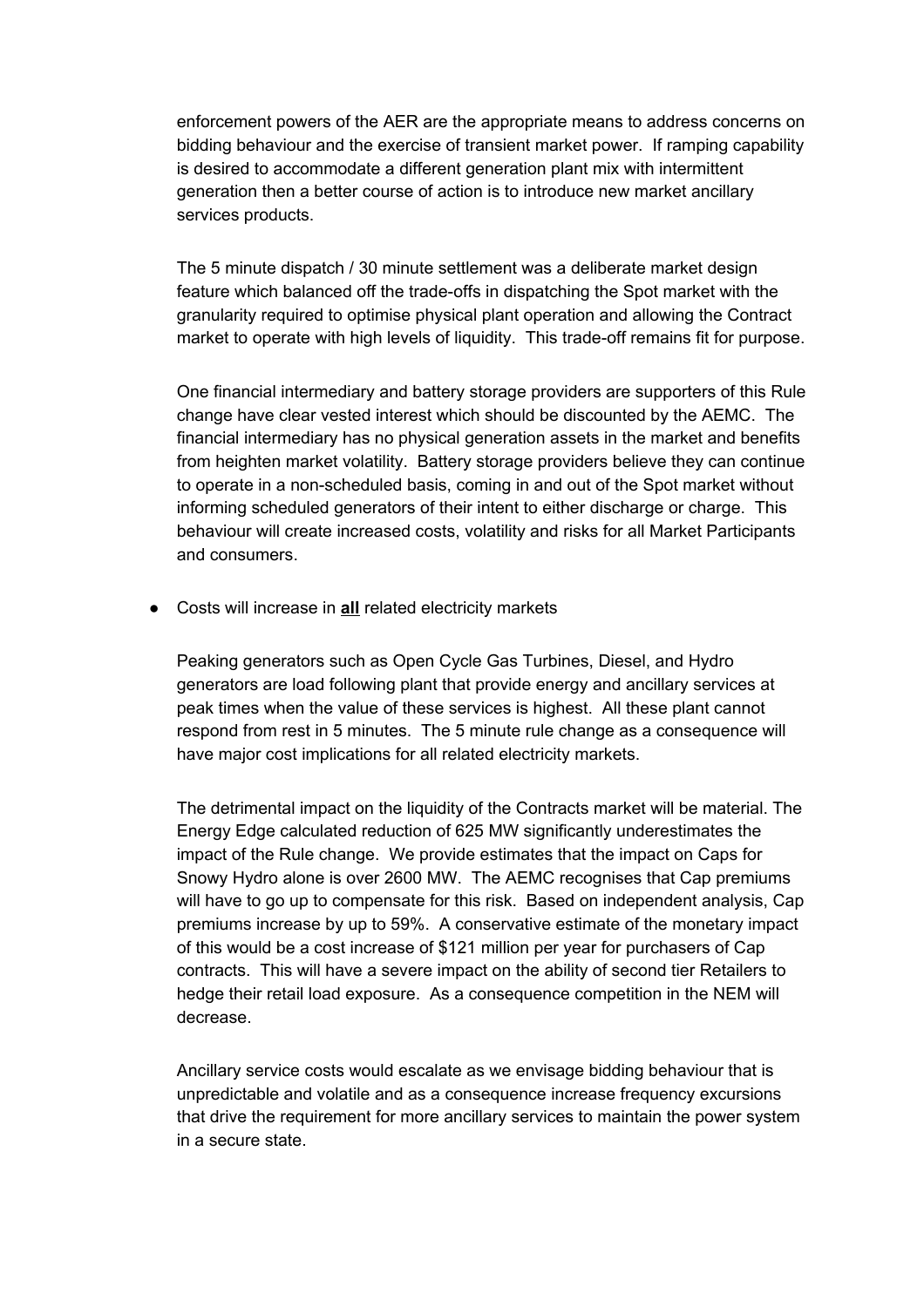enforcement powers of the AER are the appropriate means to address concerns on bidding behaviour and the exercise of transient market power. If ramping capability is desired to accommodate a different generation plant mix with intermittent generation then a better course of action is to introduce new market ancillary services products.

The 5 minute dispatch / 30 minute settlement was a deliberate market design feature which balanced off the trade-offs in dispatching the Spot market with the granularity required to optimise physical plant operation and allowing the Contract market to operate with high levels of liquidity. This trade-off remains fit for purpose.

One financial intermediary and battery storage providers are supporters of this Rule change have clear vested interest which should be discounted by the AEMC. The financial intermediary has no physical generation assets in the market and benefits from heighten market volatility. Battery storage providers believe they can continue to operate in a non-scheduled basis, coming in and out of the Spot market without informing scheduled generators of their intent to either discharge or charge. This behaviour will create increased costs, volatility and risks for all Market Participants and consumers.

- Costs will increase in **all** related electricity markets

  Peaking generators such as Open Cycle Gas Turbines, Diesel, and Hydro generators are load following plant that provide energy and ancillary services at peak times when the value of these services is highest. All these plant cannot respond from rest in 5 minutes. The 5 minute rule change as a consequence will have major cost implications for all related electricity markets.

  The detrimental impact on the liquidity of the Contracts market will be material. The Energy Edge calculated reduction of 625 MW significantly underestimates the impact of the Rule change. We provide estimates that the impact on Caps for Snowy Hydro alone is over 2600 MW. The AEMC recognises that Cap premiums will have to go up to compensate for this risk. Based on independent analysis, Cap premiums increase by up to 59%. A conservative estimate of the monetary impact of this would be a cost increase of $121 million per year for purchasers of Cap contracts. This will have a severe impact on the ability of second tier Retailers to hedge their retail load exposure. As a consequence competition in the NEM will decrease.

  Ancillary service costs would escalate as we envisage bidding behaviour that is unpredictable and volatile and as a consequence increase frequency excursions that drive the requirement for more ancillary services to maintain the power system in a secure state.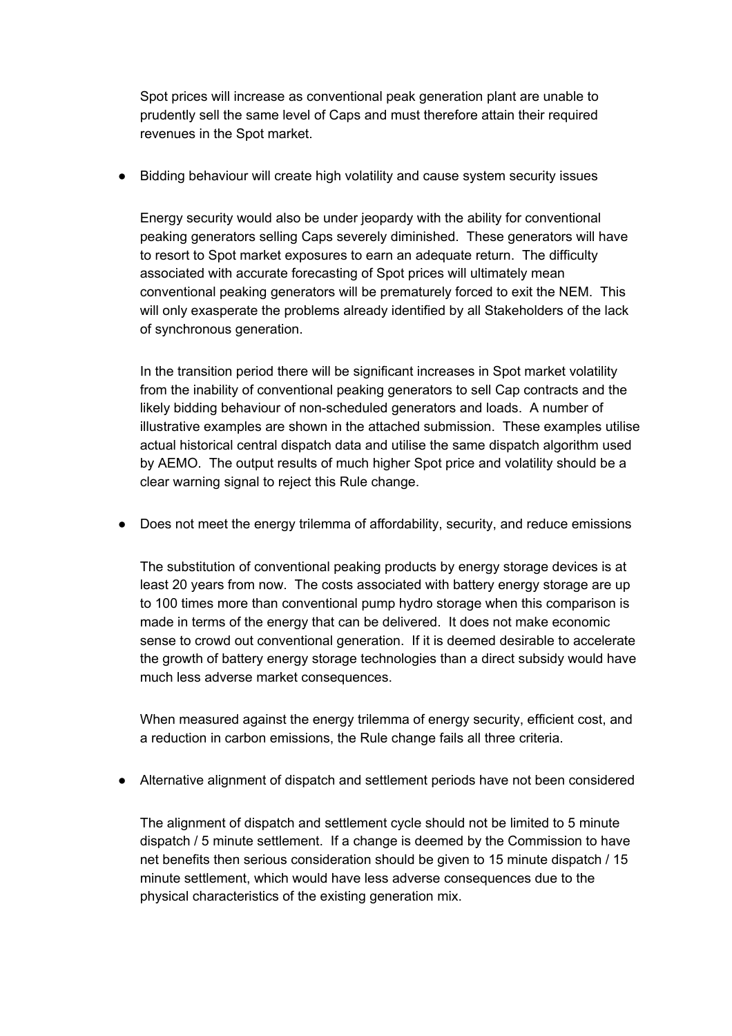Spot prices will increase as conventional peak generation plant are unable to prudently sell the same level of Caps and must therefore attain their required revenues in the Spot market.

- Bidding behaviour will create high volatility and cause system security issues

  Energy security would also be under jeopardy with the ability for conventional peaking generators selling Caps severely diminished. These generators will have to resort to Spot market exposures to earn an adequate return. The difficulty associated with accurate forecasting of Spot prices will ultimately mean conventional peaking generators will be prematurely forced to exit the NEM. This will only exasperate the problems already identified by all Stakeholders of the lack of synchronous generation.

  In the transition period there will be significant increases in Spot market volatility from the inability of conventional peaking generators to sell Cap contracts and the likely bidding behaviour of non-scheduled generators and loads. A number of illustrative examples are shown in the attached submission. These examples utilise actual historical central dispatch data and utilise the same dispatch algorithm used by AEMO. The output results of much higher Spot price and volatility should be a clear warning signal to reject this Rule change.

- Does not meet the energy trilemma of affordability, security, and reduce emissions

  The substitution of conventional peaking products by energy storage devices is at least 20 years from now. The costs associated with battery energy storage are up to 100 times more than conventional pump hydro storage when this comparison is made in terms of the energy that can be delivered. It does not make economic sense to crowd out conventional generation. If it is deemed desirable to accelerate the growth of battery energy storage technologies than a direct subsidy would have much less adverse market consequences.

  When measured against the energy trilemma of energy security, efficient cost, and a reduction in carbon emissions, the Rule change fails all three criteria.

- Alternative alignment of dispatch and settlement periods have not been considered

  The alignment of dispatch and settlement cycle should not be limited to 5 minute dispatch / 5 minute settlement. If a change is deemed by the Commission to have net benefits then serious consideration should be given to 15 minute dispatch / 15 minute settlement, which would have less adverse consequences due to the physical characteristics of the existing generation mix.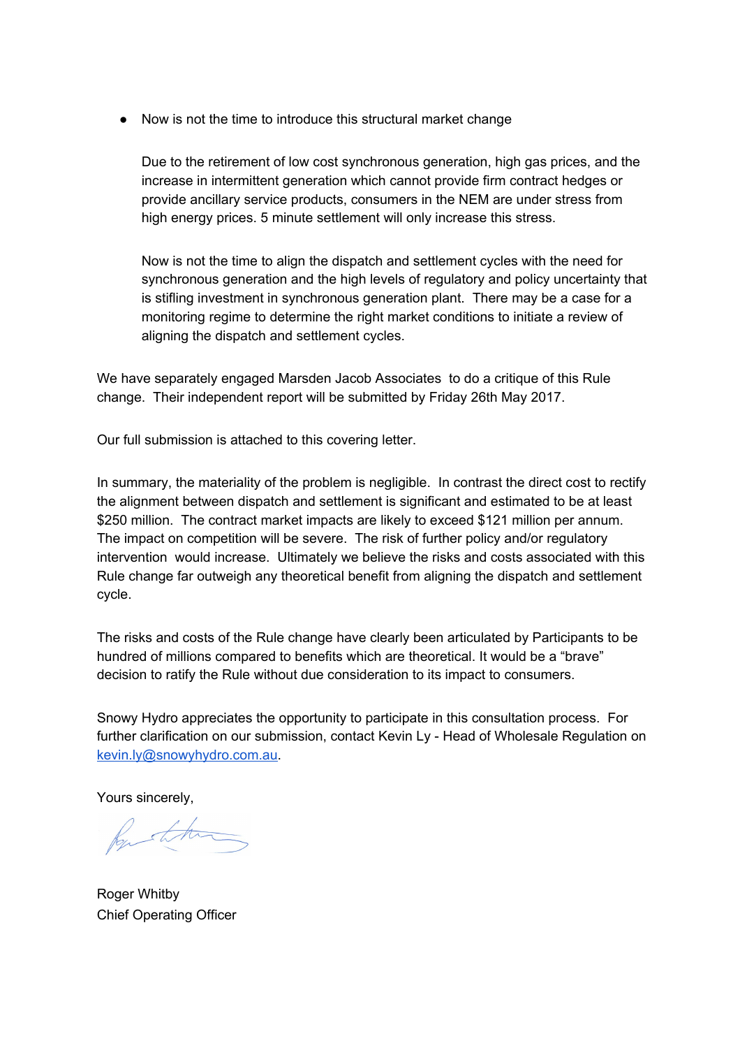- Now is not the time to introduce this structural market change

  Due to the retirement of low cost synchronous generation, high gas prices, and the increase in intermittent generation which cannot provide firm contract hedges or provide ancillary service products, consumers in the NEM are under stress from high energy prices. 5 minute settlement will only increase this stress.

  Now is not the time to align the dispatch and settlement cycles with the need for synchronous generation and the high levels of regulatory and policy uncertainty that is stifling investment in synchronous generation plant. There may be a case for a monitoring regime to determine the right market conditions to initiate a review of aligning the dispatch and settlement cycles.

We have separately engaged Marsden Jacob Associates to do a critique of this Rule change. Their independent report will be submitted by Friday 26th May 2017.

Our full submission is attached to this covering letter.

In summary, the materiality of the problem is negligible. In contrast the direct cost to rectify the alignment between dispatch and settlement is significant and estimated to be at least $250 million. The contract market impacts are likely to exceed $121 million per annum. The impact on competition will be severe. The risk of further policy and/or regulatory intervention would increase. Ultimately we believe the risks and costs associated with this Rule change far outweigh any theoretical benefit from aligning the dispatch and settlement cycle.

The risks and costs of the Rule change have clearly been articulated by Participants to be hundred of millions compared to benefits which are theoretical. It would be a "brave" decision to ratify the Rule without due consideration to its impact to consumers.

Snowy Hydro appreciates the opportunity to participate in this consultation process. For further clarification on our submission, contact Kevin Ly - Head of Wholesale Regulation on kevin.ly@snowyhydro.com.au.

Yours sincerely,

Roger Whitby
Chief Operating Officer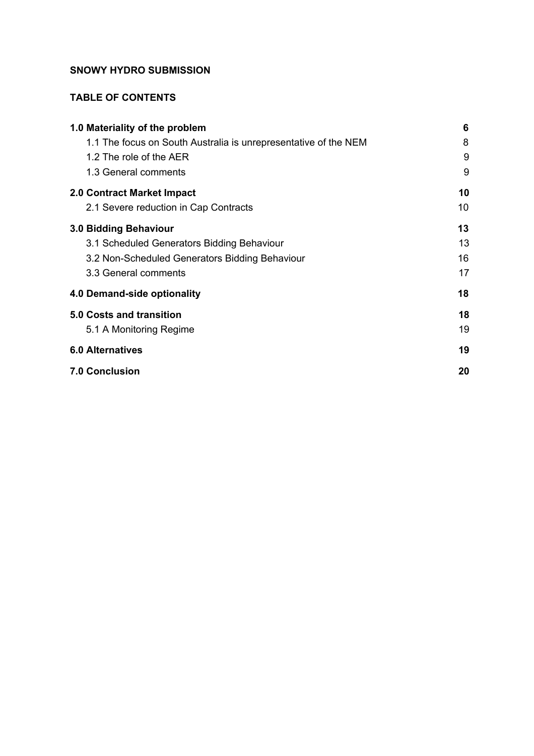**SNOWY HYDRO SUBMISSION**

**TABLE OF CONTENTS**

| | |
|---|---|
| **1.0 Materiality of the problem** | **6** |
| 1.1 The focus on South Australia is unrepresentative of the NEM | 8 |
| 1.2 The role of the AER | 9 |
| 1.3 General comments | 9 |
| **2.0 Contract Market Impact** | **10** |
| 2.1 Severe reduction in Cap Contracts | 10 |
| **3.0 Bidding Behaviour** | **13** |
| 3.1 Scheduled Generators Bidding Behaviour | 13 |
| 3.2 Non-Scheduled Generators Bidding Behaviour | 16 |
| 3.3 General comments | 17 |
| **4.0 Demand-side optionality** | **18** |
| **5.0 Costs and transition** | **18** |
| 5.1 A Monitoring Regime | 19 |
| **6.0 Alternatives** | **19** |
| **7.0 Conclusion** | **20** |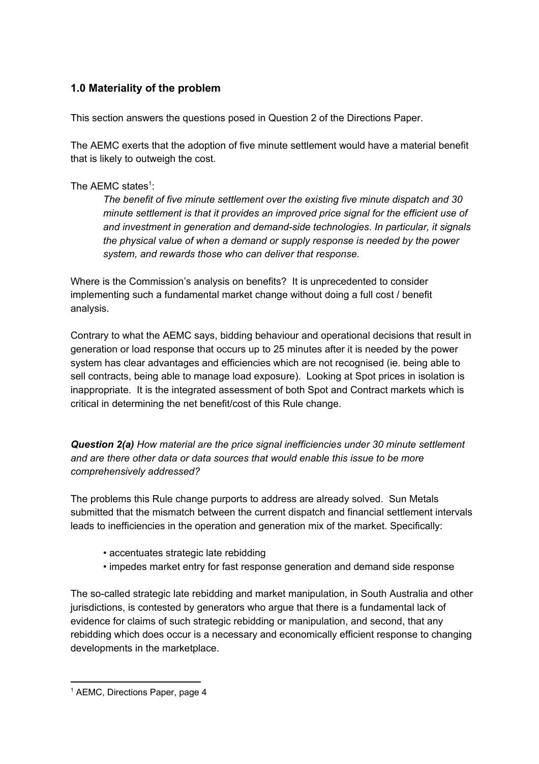## 1.0 Materiality of the problem

This section answers the questions posed in Question 2 of the Directions Paper.

The AEMC exerts that the adoption of five minute settlement would have a material benefit that is likely to outweigh the cost.

The AEMC states[1]:

> *The benefit of five minute settlement over the existing five minute dispatch and 30 minute settlement is that it provides an improved price signal for the efficient use of and investment in generation and demand-side technologies. In particular, it signals the physical value of when a demand or supply response is needed by the power system, and rewards those who can deliver that response.*

Where is the Commission's analysis on benefits? It is unprecedented to consider implementing such a fundamental market change without doing a full cost / benefit analysis.

Contrary to what the AEMC says, bidding behaviour and operational decisions that result in generation or load response that occurs up to 25 minutes after it is needed by the power system has clear advantages and efficiencies which are not recognised (ie. being able to sell contracts, being able to manage load exposure). Looking at Spot prices in isolation is inappropriate. It is the integrated assessment of both Spot and Contract markets which is critical in determining the net benefit/cost of this Rule change.

***Question 2(a)*** *How material are the price signal inefficiencies under 30 minute settlement and are there other data or data sources that would enable this issue to be more comprehensively addressed?*

The problems this Rule change purports to address are already solved. Sun Metals submitted that the mismatch between the current dispatch and financial settlement intervals leads to inefficiencies in the operation and generation mix of the market. Specifically:

- accentuates strategic late rebidding
- impedes market entry for fast response generation and demand side response

The so-called strategic late rebidding and market manipulation, in South Australia and other jurisdictions, is contested by generators who argue that there is a fundamental lack of evidence for claims of such strategic rebidding or manipulation, and second, that any rebidding which does occur is a necessary and economically efficient response to changing developments in the marketplace.

---

[1] AEMC, Directions Paper, page 4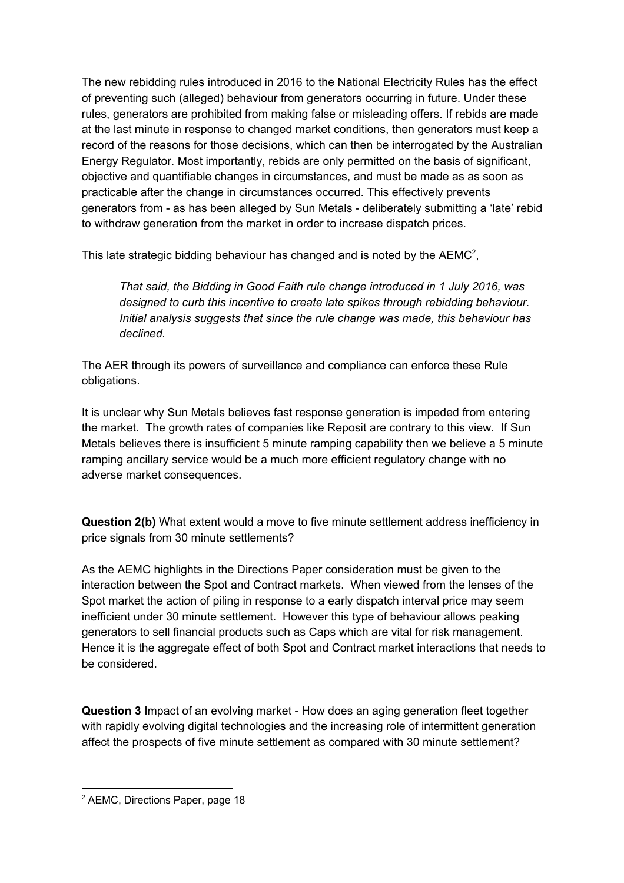The new rebidding rules introduced in 2016 to the National Electricity Rules has the effect of preventing such (alleged) behaviour from generators occurring in future. Under these rules, generators are prohibited from making false or misleading offers. If rebids are made at the last minute in response to changed market conditions, then generators must keep a record of the reasons for those decisions, which can then be interrogated by the Australian Energy Regulator. Most importantly, rebids are only permitted on the basis of significant, objective and quantifiable changes in circumstances, and must be made as as soon as practicable after the change in circumstances occurred. This effectively prevents generators from - as has been alleged by Sun Metals - deliberately submitting a 'late' rebid to withdraw generation from the market in order to increase dispatch prices.

This late strategic bidding behaviour has changed and is noted by the AEMC[2],

> *That said, the Bidding in Good Faith rule change introduced in 1 July 2016, was designed to curb this incentive to create late spikes through rebidding behaviour. Initial analysis suggests that since the rule change was made, this behaviour has declined.*

The AER through its powers of surveillance and compliance can enforce these Rule obligations.

It is unclear why Sun Metals believes fast response generation is impeded from entering the market. The growth rates of companies like Reposit are contrary to this view. If Sun Metals believes there is insufficient 5 minute ramping capability then we believe a 5 minute ramping ancillary service would be a much more efficient regulatory change with no adverse market consequences.

**Question 2(b)** What extent would a move to five minute settlement address inefficiency in price signals from 30 minute settlements?

As the AEMC highlights in the Directions Paper consideration must be given to the interaction between the Spot and Contract markets. When viewed from the lenses of the Spot market the action of piling in response to a early dispatch interval price may seem inefficient under 30 minute settlement. However this type of behaviour allows peaking generators to sell financial products such as Caps which are vital for risk management. Hence it is the aggregate effect of both Spot and Contract market interactions that needs to be considered.

**Question 3** Impact of an evolving market - How does an aging generation fleet together with rapidly evolving digital technologies and the increasing role of intermittent generation affect the prospects of five minute settlement as compared with 30 minute settlement?

---

[2] AEMC, Directions Paper, page 18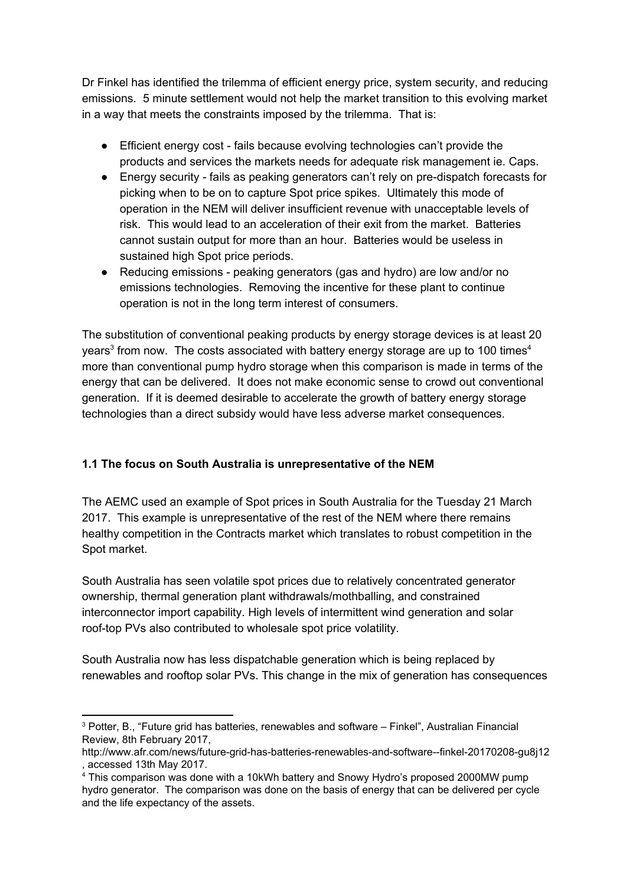Dr Finkel has identified the trilemma of efficient energy price, system security, and reducing emissions. 5 minute settlement would not help the market transition to this evolving market in a way that meets the constraints imposed by the trilemma. That is:

- Efficient energy cost - fails because evolving technologies can't provide the products and services the markets needs for adequate risk management ie. Caps.
- Energy security - fails as peaking generators can't rely on pre-dispatch forecasts for picking when to be on to capture Spot price spikes. Ultimately this mode of operation in the NEM will deliver insufficient revenue with unacceptable levels of risk. This would lead to an acceleration of their exit from the market. Batteries cannot sustain output for more than an hour. Batteries would be useless in sustained high Spot price periods.
- Reducing emissions - peaking generators (gas and hydro) are low and/or no emissions technologies. Removing the incentive for these plant to continue operation is not in the long term interest of consumers.

The substitution of conventional peaking products by energy storage devices is at least 20 years[3] from now. The costs associated with battery energy storage are up to 100 times[4] more than conventional pump hydro storage when this comparison is made in terms of the energy that can be delivered. It does not make economic sense to crowd out conventional generation. If it is deemed desirable to accelerate the growth of battery energy storage technologies than a direct subsidy would have less adverse market consequences.

### 1.1 The focus on South Australia is unrepresentative of the NEM

The AEMC used an example of Spot prices in South Australia for the Tuesday 21 March 2017. This example is unrepresentative of the rest of the NEM where there remains healthy competition in the Contracts market which translates to robust competition in the Spot market.

South Australia has seen volatile spot prices due to relatively concentrated generator ownership, thermal generation plant withdrawals/mothballing, and constrained interconnector import capability. High levels of intermittent wind generation and solar roof-top PVs also contributed to wholesale spot price volatility.

South Australia now has less dispatchable generation which is being replaced by renewables and rooftop solar PVs. This change in the mix of generation has consequences

---

[3] Potter, B., "Future grid has batteries, renewables and software – Finkel", Australian Financial Review, 8th February 2017, http://www.afr.com/news/future-grid-has-batteries-renewables-and-software--finkel-20170208-gu8j12 , accessed 13th May 2017.

[4] This comparison was done with a 10kWh battery and Snowy Hydro's proposed 2000MW pump hydro generator. The comparison was done on the basis of energy that can be delivered per cycle and the life expectancy of the assets.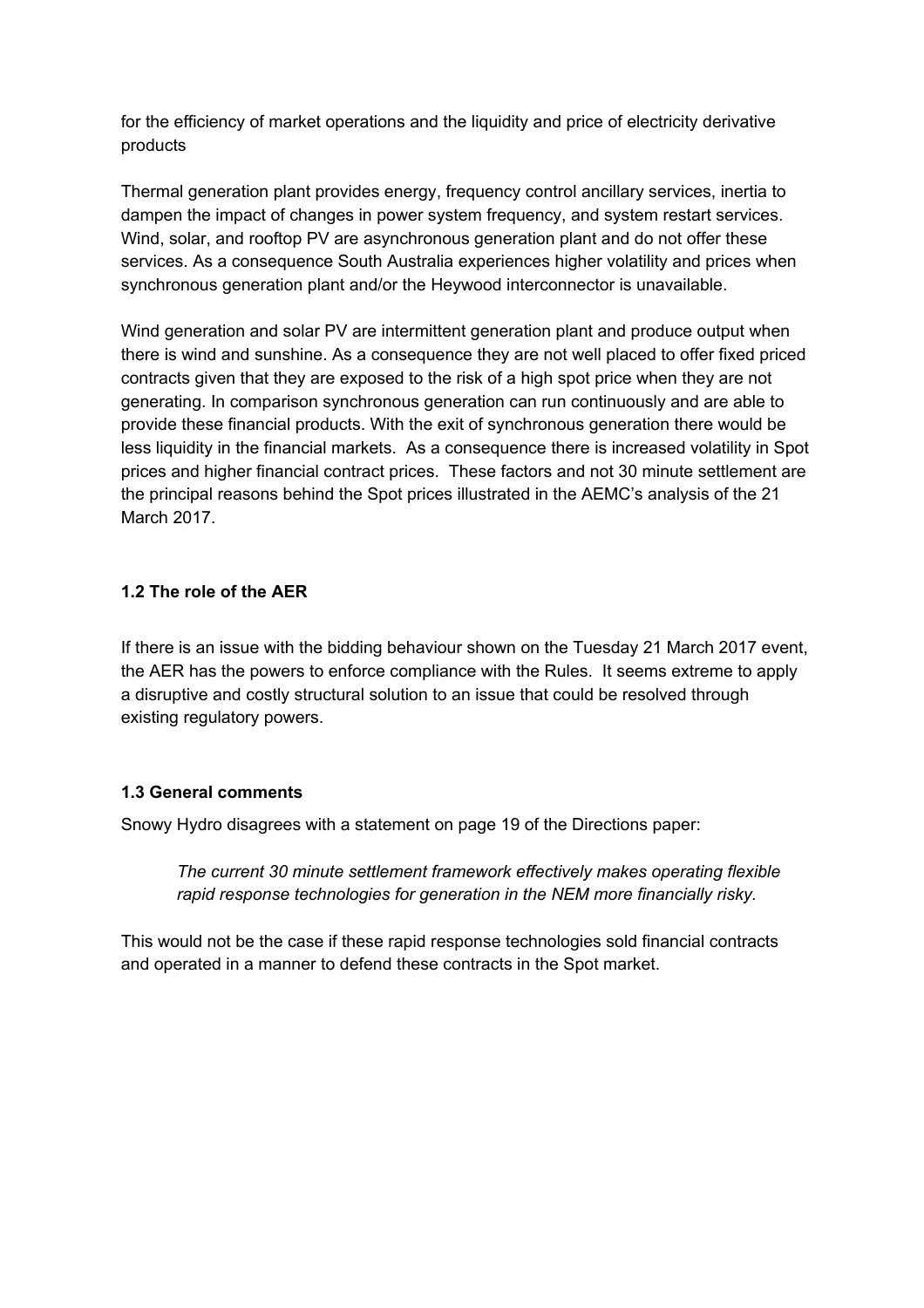for the efficiency of market operations and the liquidity and price of electricity derivative products

Thermal generation plant provides energy, frequency control ancillary services, inertia to dampen the impact of changes in power system frequency, and system restart services. Wind, solar, and rooftop PV are asynchronous generation plant and do not offer these services. As a consequence South Australia experiences higher volatility and prices when synchronous generation plant and/or the Heywood interconnector is unavailable.

Wind generation and solar PV are intermittent generation plant and produce output when there is wind and sunshine. As a consequence they are not well placed to offer fixed priced contracts given that they are exposed to the risk of a high spot price when they are not generating. In comparison synchronous generation can run continuously and are able to provide these financial products. With the exit of synchronous generation there would be less liquidity in the financial markets. As a consequence there is increased volatility in Spot prices and higher financial contract prices. These factors and not 30 minute settlement are the principal reasons behind the Spot prices illustrated in the AEMC's analysis of the 21 March 2017.

### 1.2 The role of the AER

If there is an issue with the bidding behaviour shown on the Tuesday 21 March 2017 event, the AER has the powers to enforce compliance with the Rules. It seems extreme to apply a disruptive and costly structural solution to an issue that could be resolved through existing regulatory powers.

### 1.3 General comments

Snowy Hydro disagrees with a statement on page 19 of the Directions paper:

> *The current 30 minute settlement framework effectively makes operating flexible rapid response technologies for generation in the NEM more financially risky.*

This would not be the case if these rapid response technologies sold financial contracts and operated in a manner to defend these contracts in the Spot market.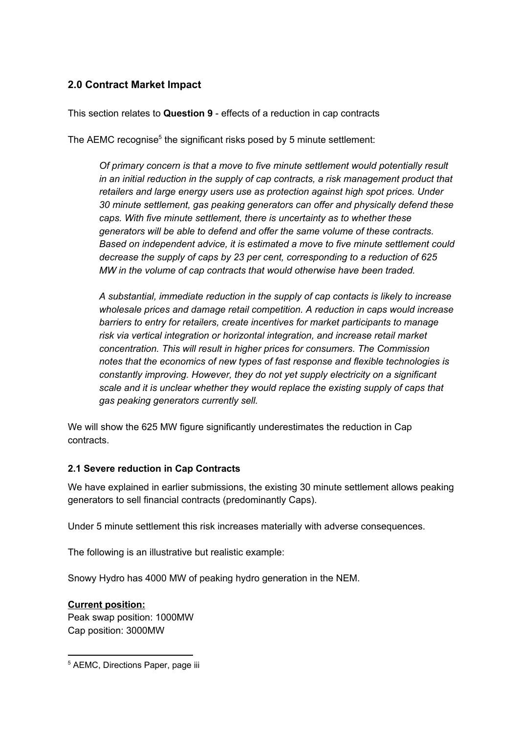## 2.0 Contract Market Impact

This section relates to **Question 9** - effects of a reduction in cap contracts

The AEMC recognise[5] the significant risks posed by 5 minute settlement:

> *Of primary concern is that a move to five minute settlement would potentially result in an initial reduction in the supply of cap contracts, a risk management product that retailers and large energy users use as protection against high spot prices. Under 30 minute settlement, gas peaking generators can offer and physically defend these caps. With five minute settlement, there is uncertainty as to whether these generators will be able to defend and offer the same volume of these contracts. Based on independent advice, it is estimated a move to five minute settlement could decrease the supply of caps by 23 per cent, corresponding to a reduction of 625 MW in the volume of cap contracts that would otherwise have been traded.*
>
> *A substantial, immediate reduction in the supply of cap contacts is likely to increase wholesale prices and damage retail competition. A reduction in caps would increase barriers to entry for retailers, create incentives for market participants to manage risk via vertical integration or horizontal integration, and increase retail market concentration. This will result in higher prices for consumers. The Commission notes that the economics of new types of fast response and flexible technologies is constantly improving. However, they do not yet supply electricity on a significant scale and it is unclear whether they would replace the existing supply of caps that gas peaking generators currently sell.*

We will show the 625 MW figure significantly underestimates the reduction in Cap contracts.

### 2.1 Severe reduction in Cap Contracts

We have explained in earlier submissions, the existing 30 minute settlement allows peaking generators to sell financial contracts (predominantly Caps).

Under 5 minute settlement this risk increases materially with adverse consequences.

The following is an illustrative but realistic example:

Snowy Hydro has 4000 MW of peaking hydro generation in the NEM.

**Current position:**
Peak swap position: 1000MW
Cap position: 3000MW

[5] AEMC, Directions Paper, page iii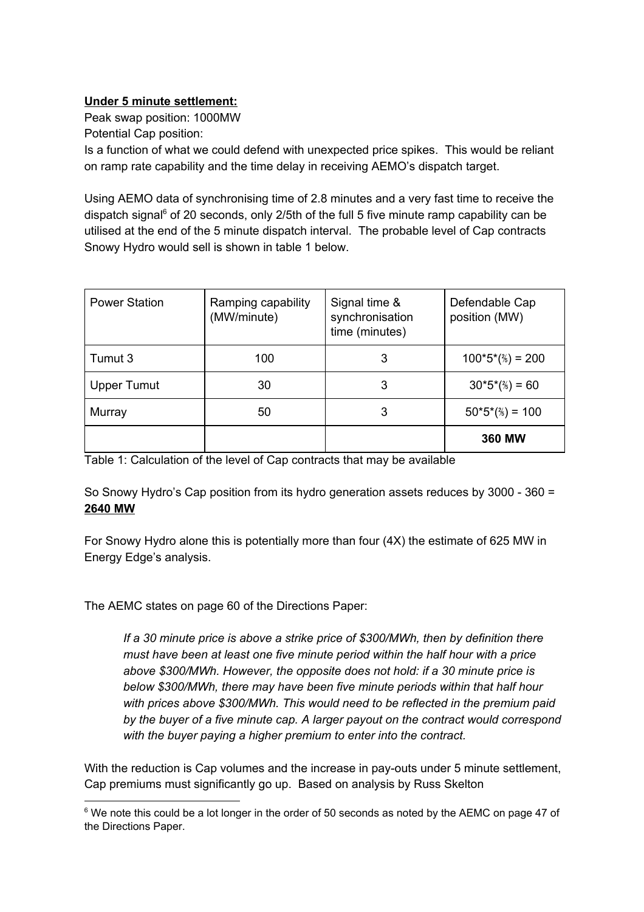**<u>Under 5 minute settlement:</u>**

Peak swap position: 1000MW

Potential Cap position:

Is a function of what we could defend with unexpected price spikes. This would be reliant on ramp rate capability and the time delay in receiving AEMO's dispatch target.

Using AEMO data of synchronising time of 2.8 minutes and a very fast time to receive the dispatch signal[6] of 20 seconds, only 2/5th of the full 5 five minute ramp capability can be utilised at the end of the 5 minute dispatch interval. The probable level of Cap contracts Snowy Hydro would sell is shown in table 1 below.

| Power Station | Ramping capability (MW/minute) | Signal time & synchronisation time (minutes) | Defendable Cap position (MW) |
|---|---|---|---|
| Tumut 3 | 100 | 3 | $100*5*(2/5) = 200$ |
| Upper Tumut | 30 | 3 | $30*5*(2/5) = 60$ |
| Murray | 50 | 3 | $50*5*(2/5) = 100$ |
| | | | **360 MW** |

Table 1: Calculation of the level of Cap contracts that may be available

So Snowy Hydro's Cap position from its hydro generation assets reduces by 3000 - 360 = **<u>2640 MW</u>**

For Snowy Hydro alone this is potentially more than four (4X) the estimate of 625 MW in Energy Edge's analysis.

The AEMC states on page 60 of the Directions Paper:

> *If a 30 minute price is above a strike price of $300/MWh, then by definition there must have been at least one five minute period within the half hour with a price above $300/MWh. However, the opposite does not hold: if a 30 minute price is below $300/MWh, there may have been five minute periods within that half hour with prices above $300/MWh. This would need to be reflected in the premium paid by the buyer of a five minute cap. A larger payout on the contract would correspond with the buyer paying a higher premium to enter into the contract.*

With the reduction is Cap volumes and the increase in pay-outs under 5 minute settlement, Cap premiums must significantly go up. Based on analysis by Russ Skelton

[6] We note this could be a lot longer in the order of 50 seconds as noted by the AEMC on page 47 of the Directions Paper.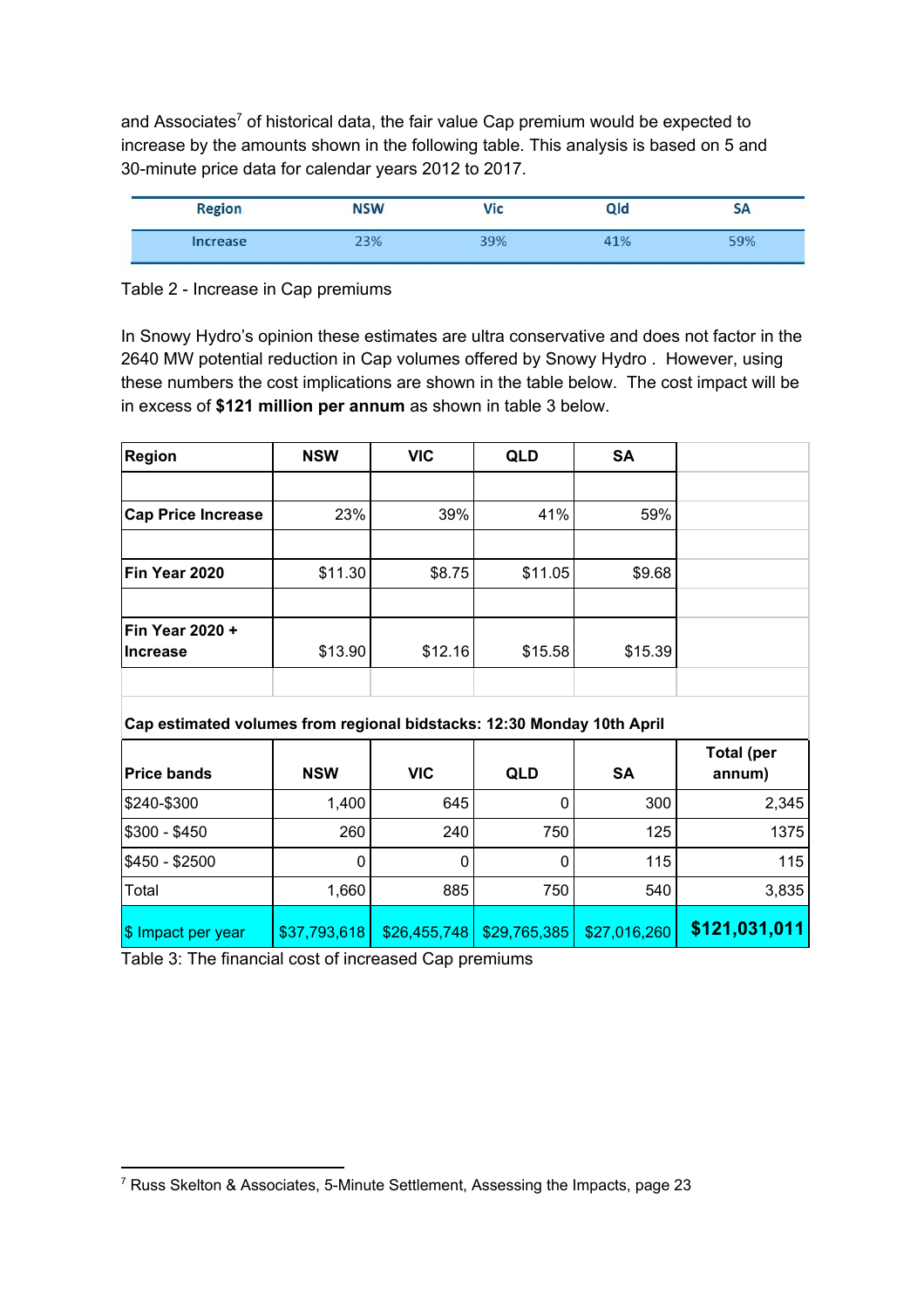and Associates[7] of historical data, the fair value Cap premium would be expected to increase by the amounts shown in the following table. This analysis is based on 5 and 30-minute price data for calendar years 2012 to 2017.

| Region | NSW | Vic | Qld | SA |
|---|---|---|---|---|
| Increase | 23% | 39% | 41% | 59% |

Table 2 - Increase in Cap premiums

In Snowy Hydro's opinion these estimates are ultra conservative and does not factor in the 2640 MW potential reduction in Cap volumes offered by Snowy Hydro . However, using these numbers the cost implications are shown in the table below. The cost impact will be in excess of **$121 million per annum** as shown in table 3 below.

| **Region** | **NSW** | **VIC** | **QLD** | **SA** | |
|---|---|---|---|---|---|
| | | | | | |
| **Cap Price Increase** | 23% | 39% | 41% | 59% | |
| | | | | | |
| **Fin Year 2020** | $11.30 | $8.75 | $11.05 | $9.68 | |
| | | | | | |
| **Fin Year 2020 + Increase** | $13.90 | $12.16 | $15.58 | $15.39 | |
| | | | | | |
| **Cap estimated volumes from regional bidstacks: 12:30 Monday 10th April** | | | | | |
| **Price bands** | **NSW** | **VIC** | **QLD** | **SA** | **Total (per annum)** |
| $240-$300 | 1,400 | 645 | 0 | 300 | 2,345 |
| $300 - $450 | 260 | 240 | 750 | 125 | 1375 |
| $450 - $2500 | 0 | 0 | 0 | 115 | 115 |
| Total | 1,660 | 885 | 750 | 540 | 3,835 |
| $ Impact per year | $37,793,618 | $26,455,748 | $29,765,385 | $27,016,260 | **$121,031,011** |

Table 3: The financial cost of increased Cap premiums

[7] Russ Skelton & Associates, 5-Minute Settlement, Assessing the Impacts, page 23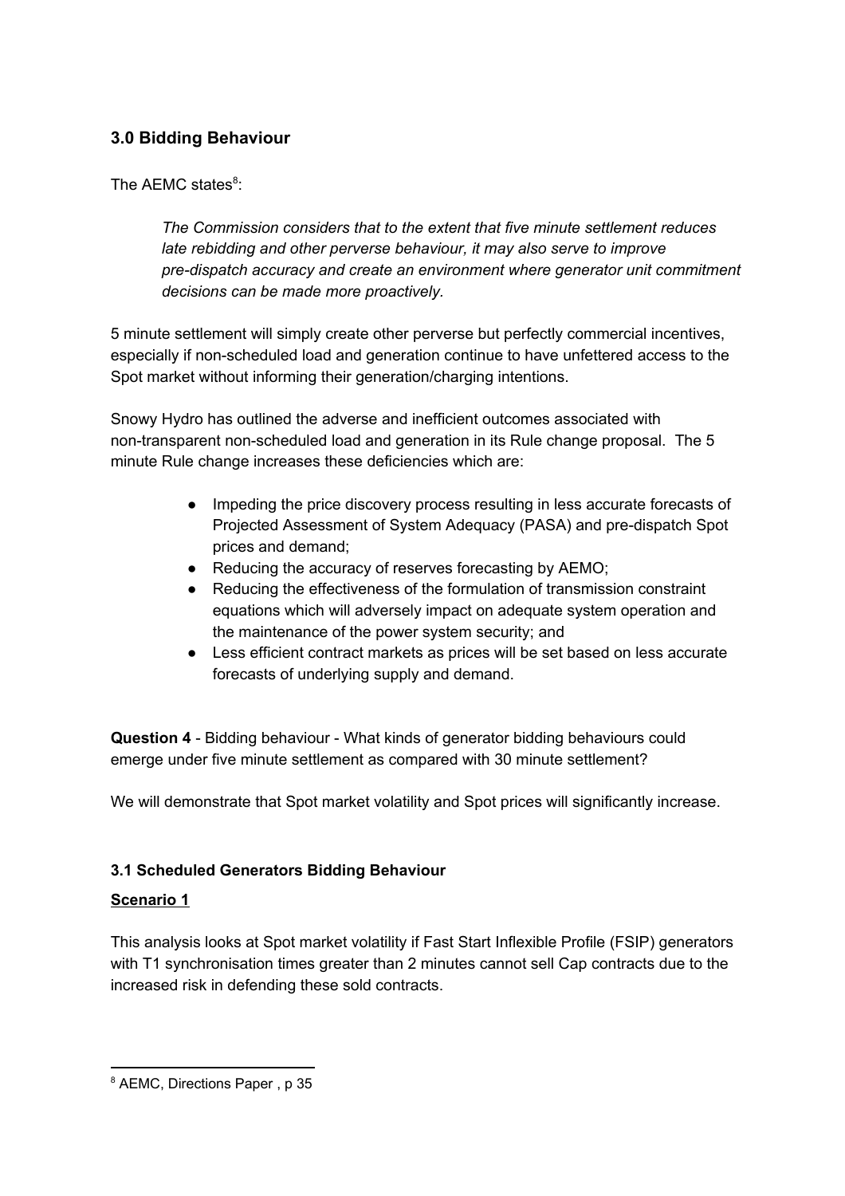## 3.0 Bidding Behaviour

The AEMC states[8]:

> *The Commission considers that to the extent that five minute settlement reduces late rebidding and other perverse behaviour, it may also serve to improve pre-dispatch accuracy and create an environment where generator unit commitment decisions can be made more proactively.*

5 minute settlement will simply create other perverse but perfectly commercial incentives, especially if non-scheduled load and generation continue to have unfettered access to the Spot market without informing their generation/charging intentions.

Snowy Hydro has outlined the adverse and inefficient outcomes associated with non-transparent non-scheduled load and generation in its Rule change proposal. The 5 minute Rule change increases these deficiencies which are:

- Impeding the price discovery process resulting in less accurate forecasts of Projected Assessment of System Adequacy (PASA) and pre-dispatch Spot prices and demand;
- Reducing the accuracy of reserves forecasting by AEMO;
- Reducing the effectiveness of the formulation of transmission constraint equations which will adversely impact on adequate system operation and the maintenance of the power system security; and
- Less efficient contract markets as prices will be set based on less accurate forecasts of underlying supply and demand.

**Question 4** - Bidding behaviour - What kinds of generator bidding behaviours could emerge under five minute settlement as compared with 30 minute settlement?

We will demonstrate that Spot market volatility and Spot prices will significantly increase.

### 3.1 Scheduled Generators Bidding Behaviour

**Scenario 1**

This analysis looks at Spot market volatility if Fast Start Inflexible Profile (FSIP) generators with T1 synchronisation times greater than 2 minutes cannot sell Cap contracts due to the increased risk in defending these sold contracts.

[8] AEMC, Directions Paper , p 35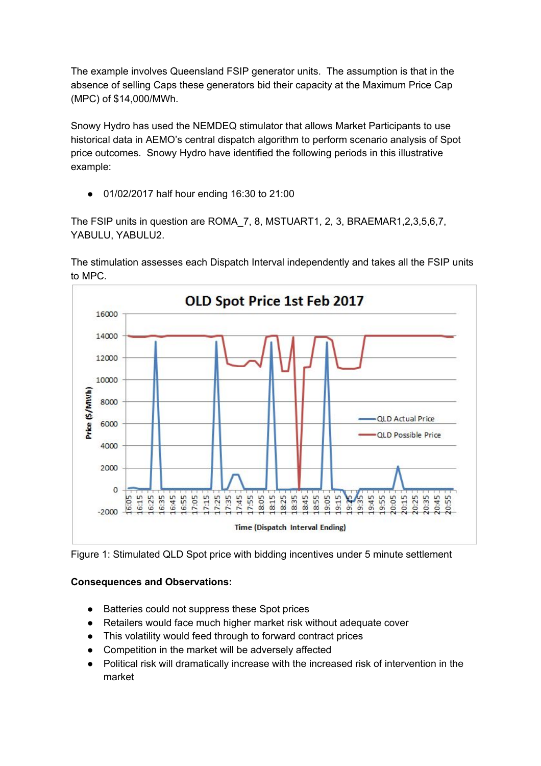The example involves Queensland FSIP generator units. The assumption is that in the absence of selling Caps these generators bid their capacity at the Maximum Price Cap (MPC) of $14,000/MWh.

Snowy Hydro has used the NEMDEQ stimulator that allows Market Participants to use historical data in AEMO's central dispatch algorithm to perform scenario analysis of Spot price outcomes. Snowy Hydro have identified the following periods in this illustrative example:

- 01/02/2017 half hour ending 16:30 to 21:00

The FSIP units in question are ROMA_7, 8, MSTUART1, 2, 3, BRAEMAR1,2,3,5,6,7, YABULU, YABULU2.

The stimulation assesses each Dispatch Interval independently and takes all the FSIP units to MPC.

Figure 1: Stimulated QLD Spot price with bidding incentives under 5 minute settlement

**Consequences and Observations:**

- Batteries could not suppress these Spot prices
- Retailers would face much higher market risk without adequate cover
- This volatility would feed through to forward contract prices
- Competition in the market will be adversely affected
- Political risk will dramatically increase with the increased risk of intervention in the market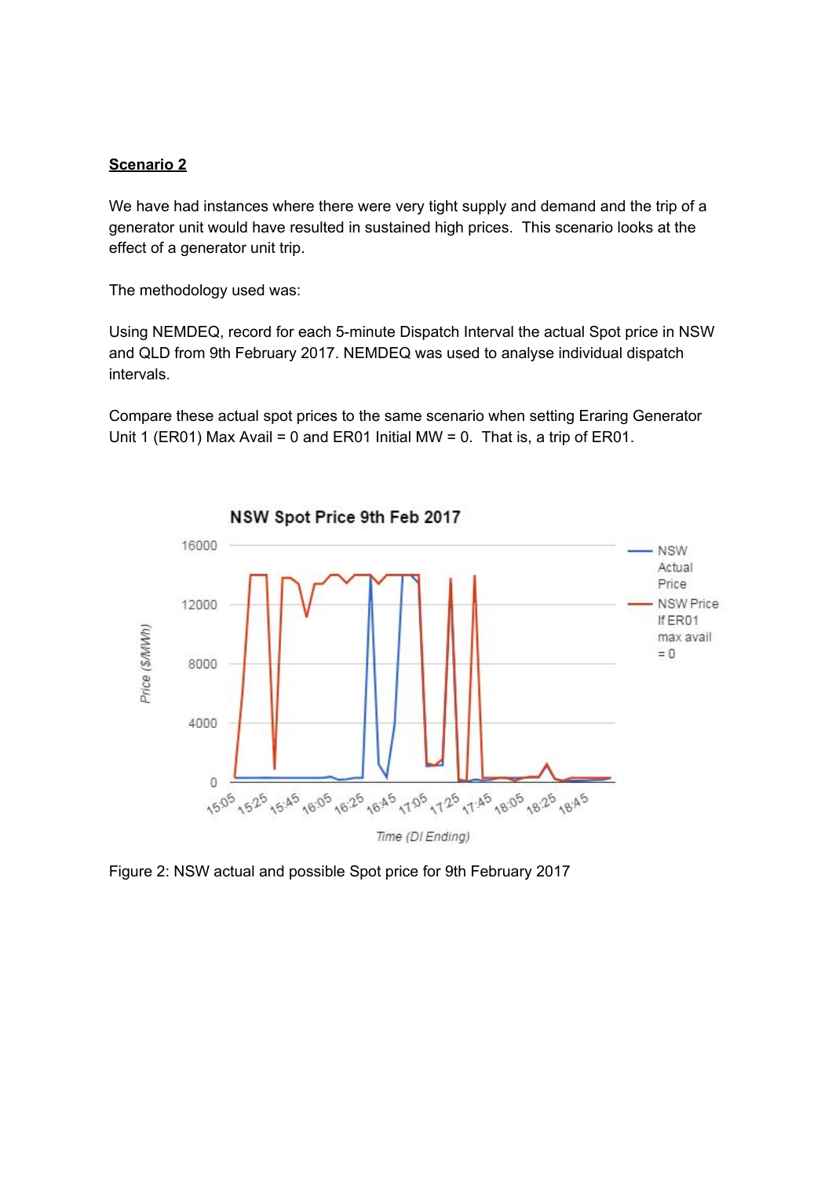**Scenario 2**

We have had instances where there were very tight supply and demand and the trip of a generator unit would have resulted in sustained high prices. This scenario looks at the effect of a generator unit trip.

The methodology used was:

Using NEMDEQ, record for each 5-minute Dispatch Interval the actual Spot price in NSW and QLD from 9th February 2017. NEMDEQ was used to analyse individual dispatch intervals.

Compare these actual spot prices to the same scenario when setting Eraring Generator Unit 1 (ER01) Max Avail = 0 and ER01 Initial MW = 0. That is, a trip of ER01.

Figure 2: NSW actual and possible Spot price for 9th February 2017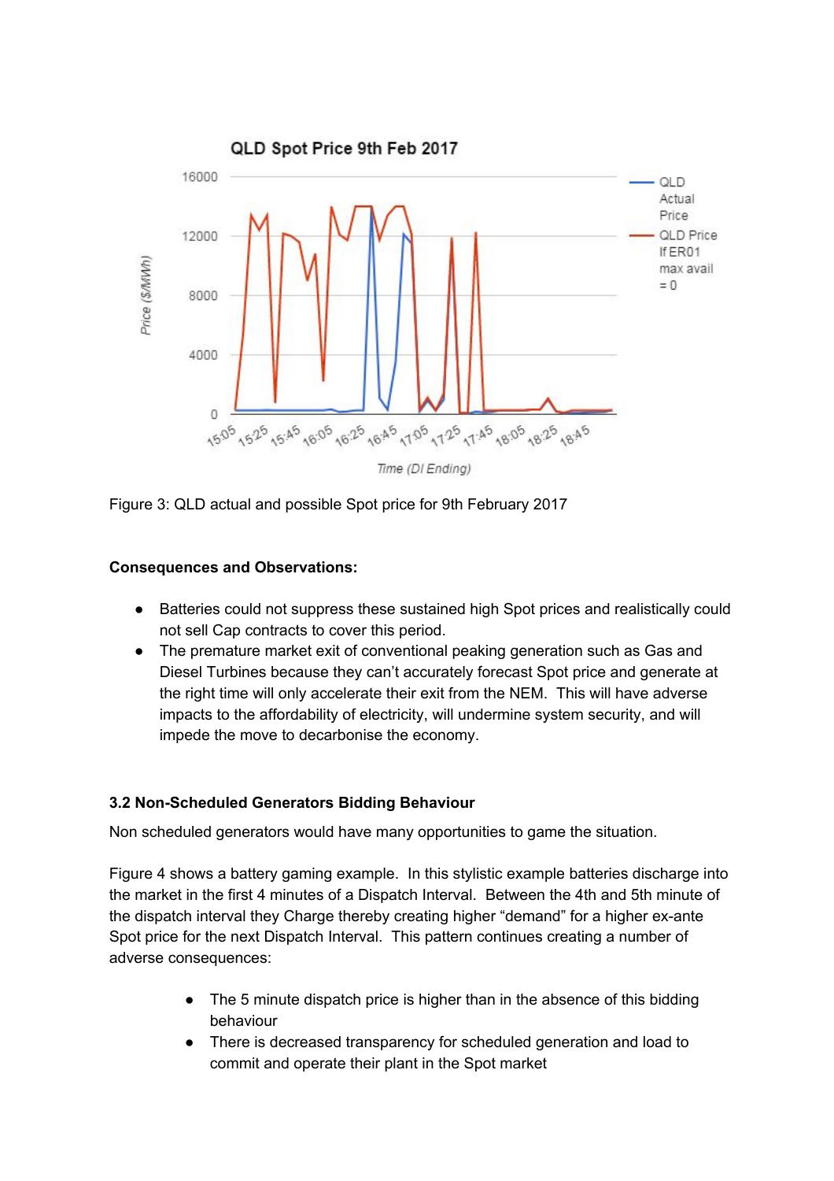Figure 3: QLD actual and possible Spot price for 9th February 2017

**Consequences and Observations:**

- Batteries could not suppress these sustained high Spot prices and realistically could not sell Cap contracts to cover this period.
- The premature market exit of conventional peaking generation such as Gas and Diesel Turbines because they can't accurately forecast Spot price and generate at the right time will only accelerate their exit from the NEM. This will have adverse impacts to the affordability of electricity, will undermine system security, and will impede the move to decarbonise the economy.

### 3.2 Non-Scheduled Generators Bidding Behaviour

Non scheduled generators would have many opportunities to game the situation.

Figure 4 shows a battery gaming example. In this stylistic example batteries discharge into the market in the first 4 minutes of a Dispatch Interval. Between the 4th and 5th minute of the dispatch interval they Charge thereby creating higher "demand" for a higher ex-ante Spot price for the next Dispatch Interval. This pattern continues creating a number of adverse consequences:

- The 5 minute dispatch price is higher than in the absence of this bidding behaviour
- There is decreased transparency for scheduled generation and load to commit and operate their plant in the Spot market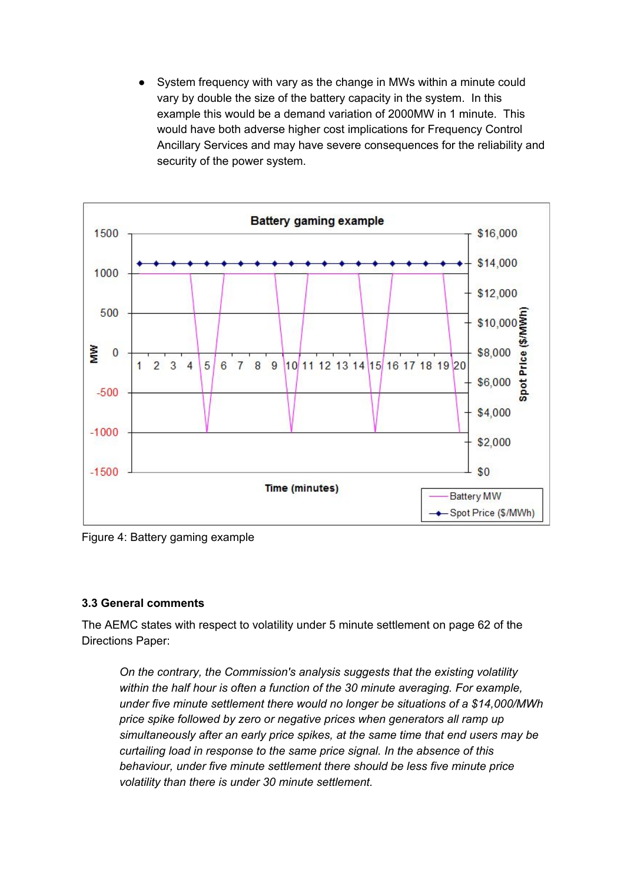- System frequency with vary as the change in MWs within a minute could vary by double the size of the battery capacity in the system. In this example this would be a demand variation of 2000MW in 1 minute. This would have both adverse higher cost implications for Frequency Control Ancillary Services and may have severe consequences for the reliability and security of the power system.

Figure 4: Battery gaming example

### 3.3 General comments

The AEMC states with respect to volatility under 5 minute settlement on page 62 of the Directions Paper:

> *On the contrary, the Commission's analysis suggests that the existing volatility within the half hour is often a function of the 30 minute averaging. For example, under five minute settlement there would no longer be situations of a $14,000/MWh price spike followed by zero or negative prices when generators all ramp up simultaneously after an early price spikes, at the same time that end users may be curtailing load in response to the same price signal. In the absence of this behaviour, under five minute settlement there should be less five minute price volatility than there is under 30 minute settlement.*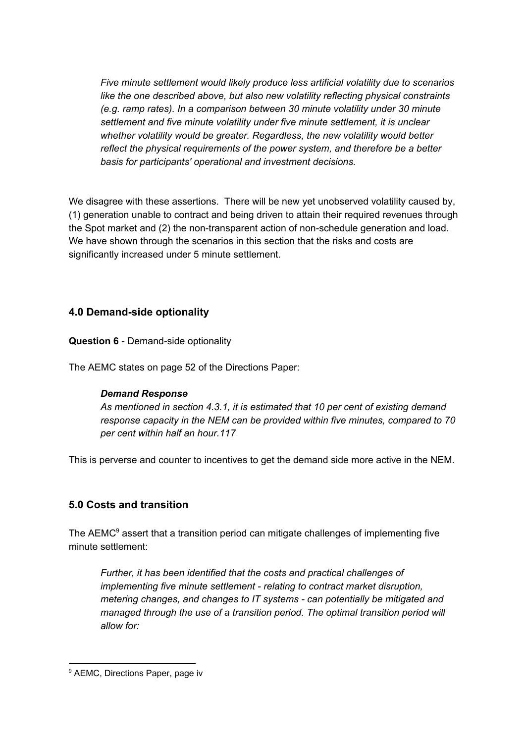*Five minute settlement would likely produce less artificial volatility due to scenarios like the one described above, but also new volatility reflecting physical constraints (e.g. ramp rates). In a comparison between 30 minute volatility under 30 minute settlement and five minute volatility under five minute settlement, it is unclear whether volatility would be greater. Regardless, the new volatility would better reflect the physical requirements of the power system, and therefore be a better basis for participants' operational and investment decisions.*

We disagree with these assertions. There will be new yet unobserved volatility caused by, (1) generation unable to contract and being driven to attain their required revenues through the Spot market and (2) the non-transparent action of non-schedule generation and load. We have shown through the scenarios in this section that the risks and costs are significantly increased under 5 minute settlement.

## 4.0 Demand-side optionality

**Question 6** - Demand-side optionality

The AEMC states on page 52 of the Directions Paper:

> ***Demand Response***
> *As mentioned in section 4.3.1, it is estimated that 10 per cent of existing demand response capacity in the NEM can be provided within five minutes, compared to 70 per cent within half an hour.117*

This is perverse and counter to incentives to get the demand side more active in the NEM.

## 5.0 Costs and transition

The AEMC[9] assert that a transition period can mitigate challenges of implementing five minute settlement:

> *Further, it has been identified that the costs and practical challenges of implementing five minute settlement - relating to contract market disruption, metering changes, and changes to IT systems - can potentially be mitigated and managed through the use of a transition period. The optimal transition period will allow for:*

[9] AEMC, Directions Paper, page iv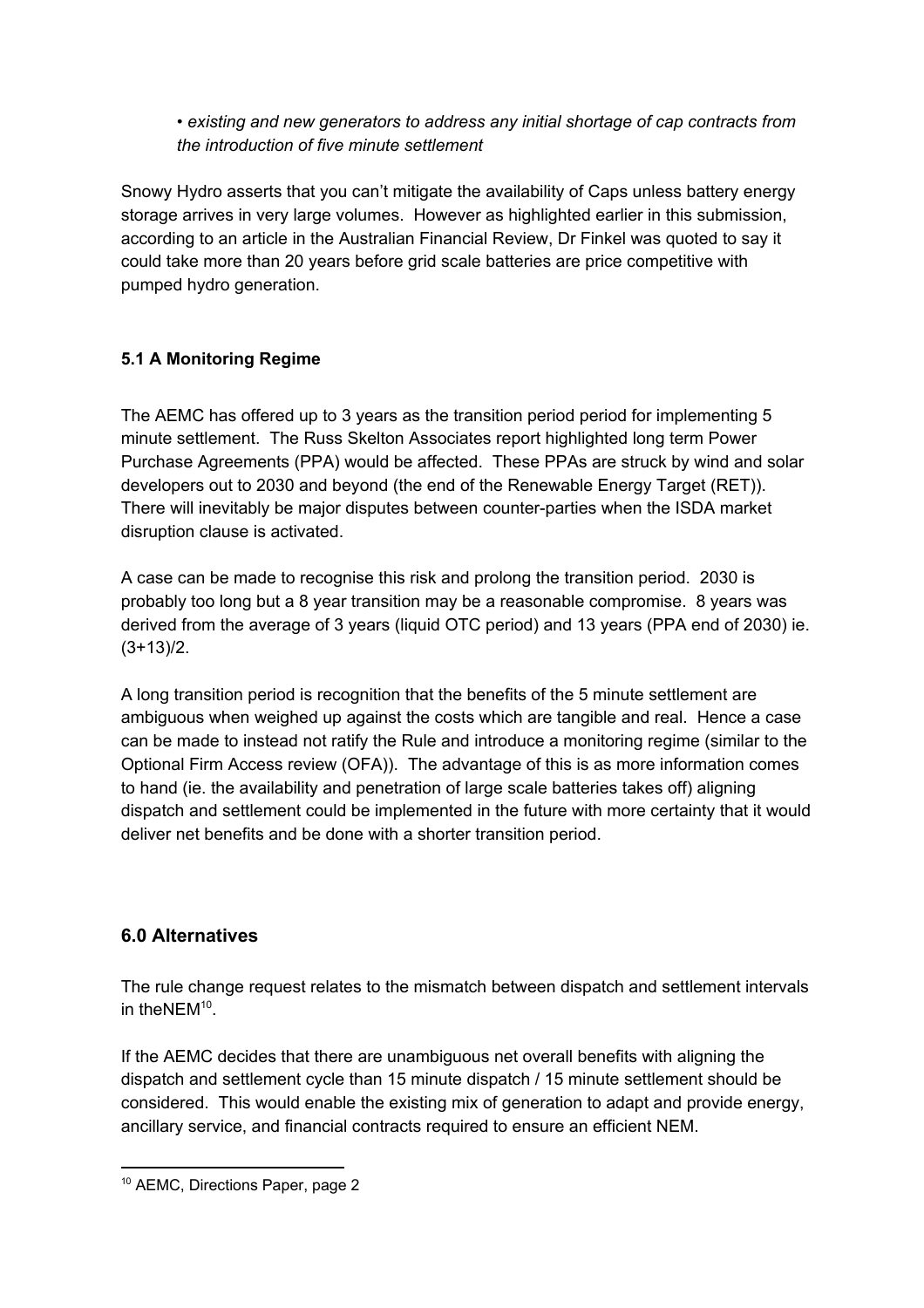- *existing and new generators to address any initial shortage of cap contracts from the introduction of five minute settlement*

Snowy Hydro asserts that you can't mitigate the availability of Caps unless battery energy storage arrives in very large volumes. However as highlighted earlier in this submission, according to an article in the Australian Financial Review, Dr Finkel was quoted to say it could take more than 20 years before grid scale batteries are price competitive with pumped hydro generation.

**5.1 A Monitoring Regime**

The AEMC has offered up to 3 years as the transition period period for implementing 5 minute settlement. The Russ Skelton Associates report highlighted long term Power Purchase Agreements (PPA) would be affected. These PPAs are struck by wind and solar developers out to 2030 and beyond (the end of the Renewable Energy Target (RET)). There will inevitably be major disputes between counter-parties when the ISDA market disruption clause is activated.

A case can be made to recognise this risk and prolong the transition period. 2030 is probably too long but a 8 year transition may be a reasonable compromise. 8 years was derived from the average of 3 years (liquid OTC period) and 13 years (PPA end of 2030) ie. (3+13)/2.

A long transition period is recognition that the benefits of the 5 minute settlement are ambiguous when weighed up against the costs which are tangible and real. Hence a case can be made to instead not ratify the Rule and introduce a monitoring regime (similar to the Optional Firm Access review (OFA)). The advantage of this is as more information comes to hand (ie. the availability and penetration of large scale batteries takes off) aligning dispatch and settlement could be implemented in the future with more certainty that it would deliver net benefits and be done with a shorter transition period.

## 6.0 Alternatives

The rule change request relates to the mismatch between dispatch and settlement intervals in theNEM[10].

If the AEMC decides that there are unambiguous net overall benefits with aligning the dispatch and settlement cycle than 15 minute dispatch / 15 minute settlement should be considered. This would enable the existing mix of generation to adapt and provide energy, ancillary service, and financial contracts required to ensure an efficient NEM.

[10] AEMC, Directions Paper, page 2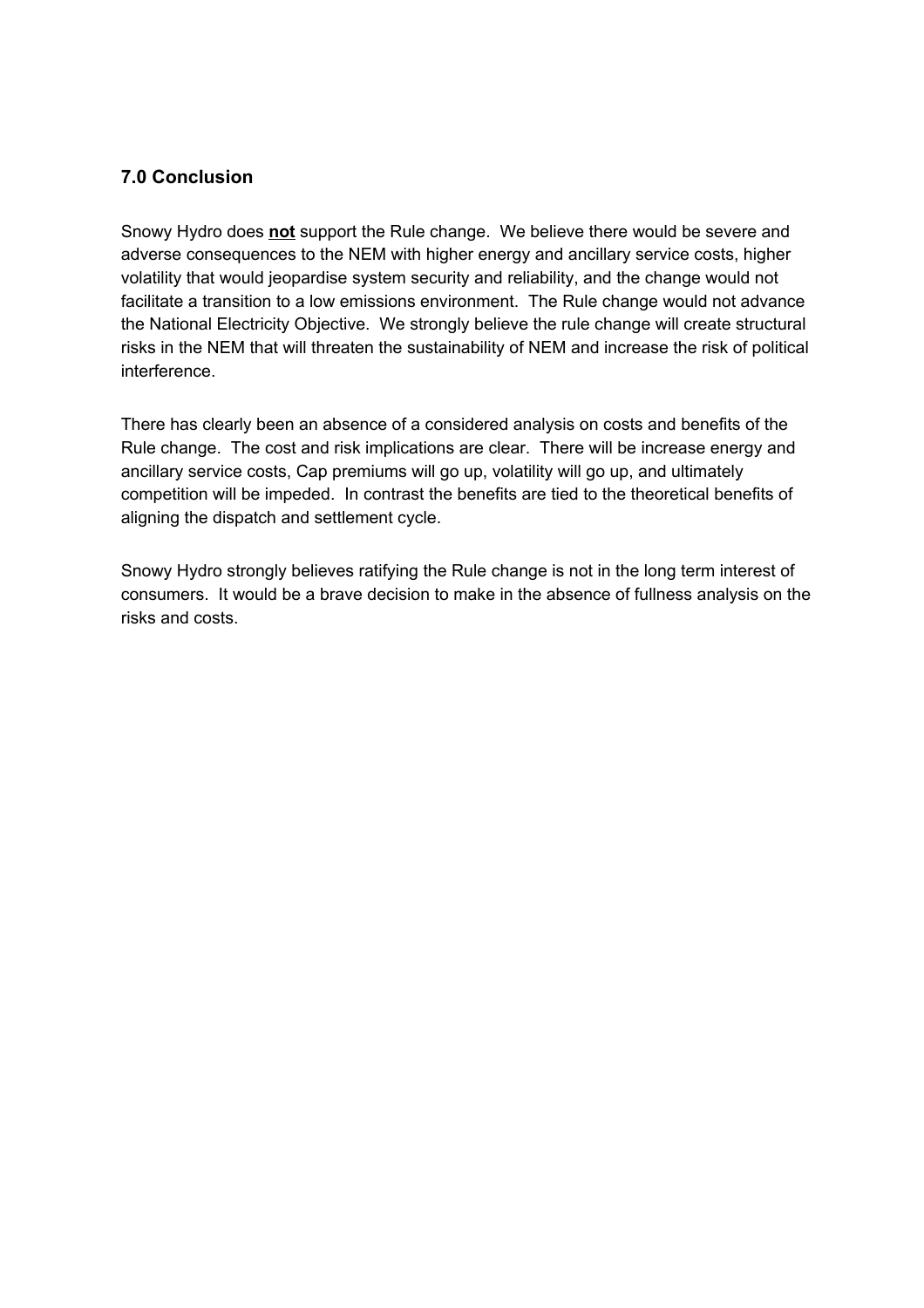## 7.0 Conclusion

Snowy Hydro does **not** support the Rule change. We believe there would be severe and adverse consequences to the NEM with higher energy and ancillary service costs, higher volatility that would jeopardise system security and reliability, and the change would not facilitate a transition to a low emissions environment. The Rule change would not advance the National Electricity Objective. We strongly believe the rule change will create structural risks in the NEM that will threaten the sustainability of NEM and increase the risk of political interference.

There has clearly been an absence of a considered analysis on costs and benefits of the Rule change. The cost and risk implications are clear. There will be increase energy and ancillary service costs, Cap premiums will go up, volatility will go up, and ultimately competition will be impeded. In contrast the benefits are tied to the theoretical benefits of aligning the dispatch and settlement cycle.

Snowy Hydro strongly believes ratifying the Rule change is not in the long term interest of consumers. It would be a brave decision to make in the absence of fullness analysis on the risks and costs.